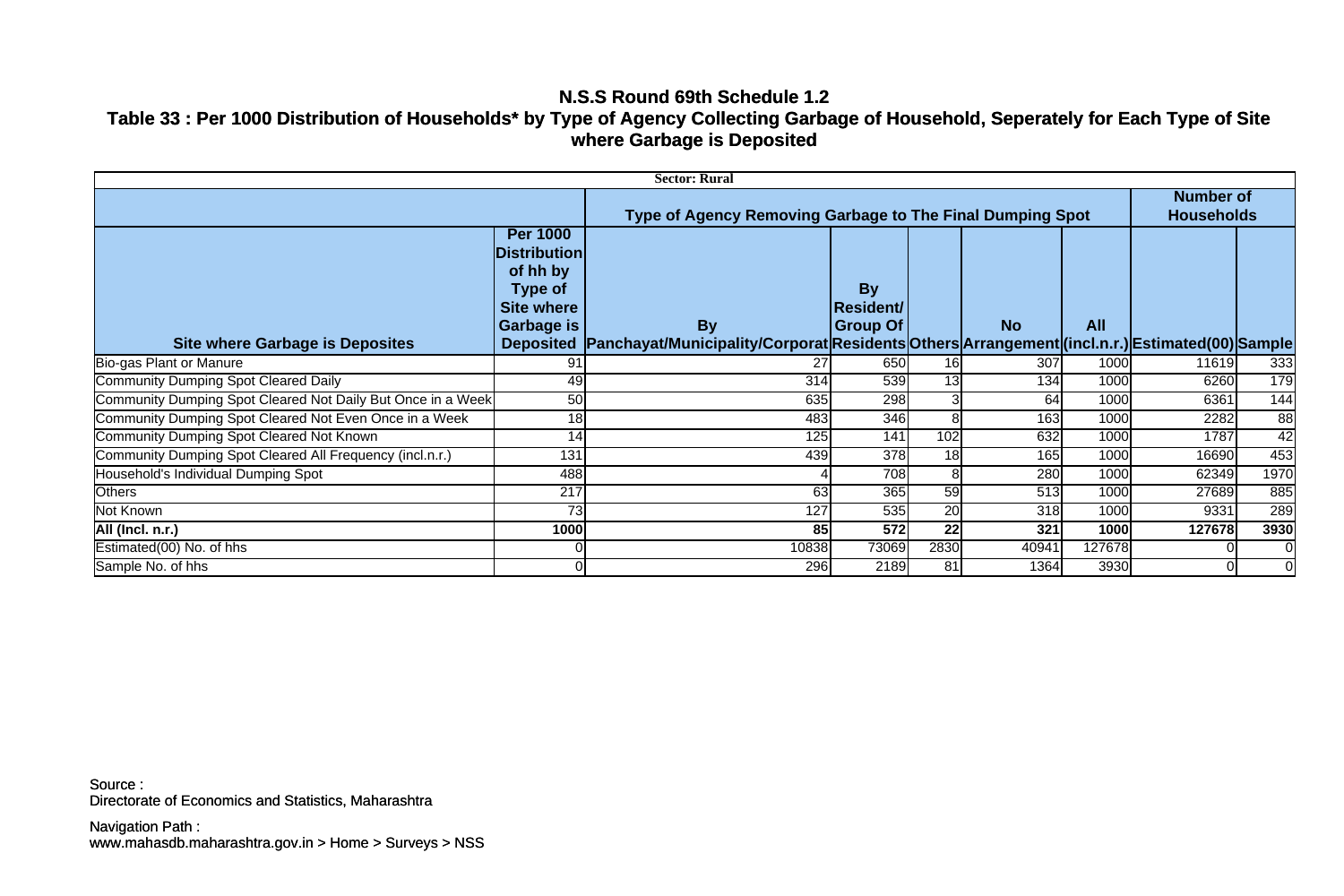# N.S.S Round 69th Schedule 1.2

## Table 33 : Per 1000 Distribution of Households* by Type of Agency Collecting Garbage of Household, Seperately for Each Type of Site where Garbage is Deposited

**Sector: Rural**

| | | Type of Agency Removing Garbage to The Final Dumping Spot | | | | | Number of Households | |
|---|---|---|---|---|---|---|---|---|
| **Site where Garbage is Deposites** | **Per 1000 Distribution of hh by Type of Site where Garbage is Deposited** | **By Panchayat/Municipality/Corporat** | **By Resident/ Group Of Residents** | **Others** | **No Arrangement** | **All (incl.n.r.)** | **Estimated(00)** | **Sample** |
| Bio-gas Plant or Manure | 91 | 27 | 650 | 16 | 307 | 1000 | 11619 | 333 |
| Community Dumping Spot Cleared Daily | 49 | 314 | 539 | 13 | 134 | 1000 | 6260 | 179 |
| Community Dumping Spot Cleared Not Daily But Once in a Week | 50 | 635 | 298 | 3 | 64 | 1000 | 6361 | 144 |
| Community Dumping Spot Cleared Not Even Once in a Week | 18 | 483 | 346 | 8 | 163 | 1000 | 2282 | 88 |
| Community Dumping Spot Cleared Not Known | 14 | 125 | 141 | 102 | 632 | 1000 | 1787 | 42 |
| Community Dumping Spot Cleared All Frequency (incl.n.r.) | 131 | 439 | 378 | 18 | 165 | 1000 | 16690 | 453 |
| Household's Individual Dumping Spot | 488 | 4 | 708 | 8 | 280 | 1000 | 62349 | 1970 |
| Others | 217 | 63 | 365 | 59 | 513 | 1000 | 27689 | 885 |
| Not Known | 73 | 127 | 535 | 20 | 318 | 1000 | 9331 | 289 |
| **All (Incl. n.r.)** | **1000** | **85** | **572** | **22** | **321** | **1000** | **127678** | **3930** |
| Estimated(00) No. of hhs | 0 | 10838 | 73069 | 2830 | 40941 | 127678 | 0 | 0 |
| Sample No. of hhs | 0 | 296 | 2189 | 81 | 1364 | 3930 | 0 | 0 |

Source :
Directorate of Economics and Statistics, Maharashtra

Navigation Path :
www.mahasdb.maharashtra.gov.in > Home > Surveys > NSS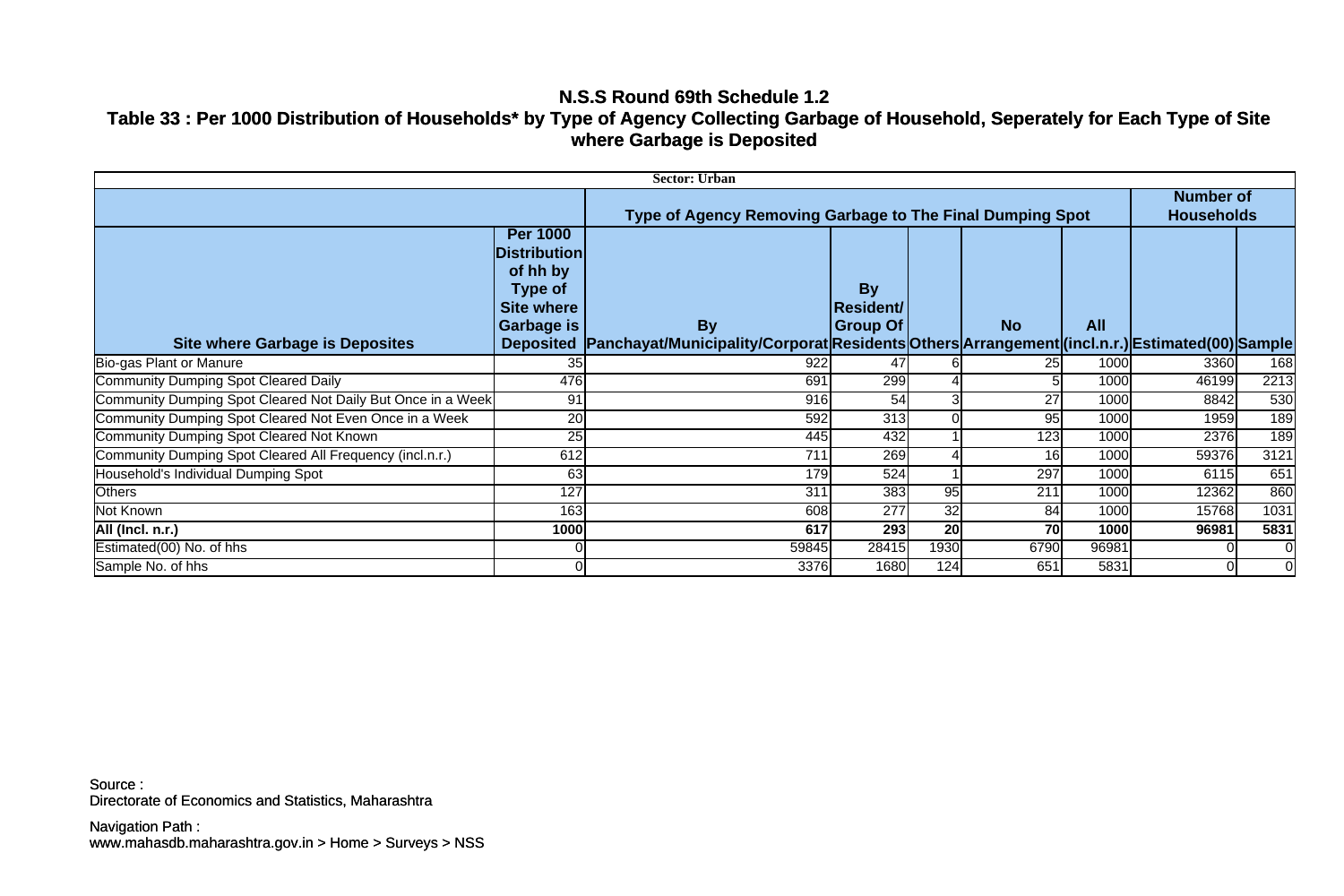# N.S.S Round 69th Schedule 1.2

## Table 33 : Per 1000 Distribution of Households* by Type of Agency Collecting Garbage of Household, Seperately for Each Type of Site where Garbage is Deposited

| Sector: Urban | | | | | | | | |
|---|---|---|---|---|---|---|---|---|
| | | Type of Agency Removing Garbage to The Final Dumping Spot | | | | | Number of Households | |
| Site where Garbage is Deposites | Per 1000 Distribution of hh by Type of Site where Garbage is Deposited | By Panchayat/Municipality/Corporat | By Resident/ Group Of Residents | Others | No Arrangement | All (incl.n.r.) | Estimated(00) | Sample |
| Bio-gas Plant or Manure | 35 | 922 | 47 | 6 | 25 | 1000 | 3360 | 168 |
| Community Dumping Spot Cleared Daily | 476 | 691 | 299 | 4 | 5 | 1000 | 46199 | 2213 |
| Community Dumping Spot Cleared Not Daily But Once in a Week | 91 | 916 | 54 | 3 | 27 | 1000 | 8842 | 530 |
| Community Dumping Spot Cleared Not Even Once in a Week | 20 | 592 | 313 | 0 | 95 | 1000 | 1959 | 189 |
| Community Dumping Spot Cleared Not Known | 25 | 445 | 432 | 1 | 123 | 1000 | 2376 | 189 |
| Community Dumping Spot Cleared All Frequency (incl.n.r.) | 612 | 711 | 269 | 4 | 16 | 1000 | 59376 | 3121 |
| Household's Individual Dumping Spot | 63 | 179 | 524 | 1 | 297 | 1000 | 6115 | 651 |
| Others | 127 | 311 | 383 | 95 | 211 | 1000 | 12362 | 860 |
| Not Known | 163 | 608 | 277 | 32 | 84 | 1000 | 15768 | 1031 |
| **All (Incl. n.r.)** | **1000** | **617** | **293** | **20** | **70** | **1000** | **96981** | **5831** |
| Estimated(00) No. of hhs | 0 | 59845 | 28415 | 1930 | 6790 | 96981 | 0 | 0 |
| Sample No. of hhs | 0 | 3376 | 1680 | 124 | 651 | 5831 | 0 | 0 |

Source :
Directorate of Economics and Statistics, Maharashtra

Navigation Path :
www.mahasdb.maharashtra.gov.in > Home > Surveys > NSS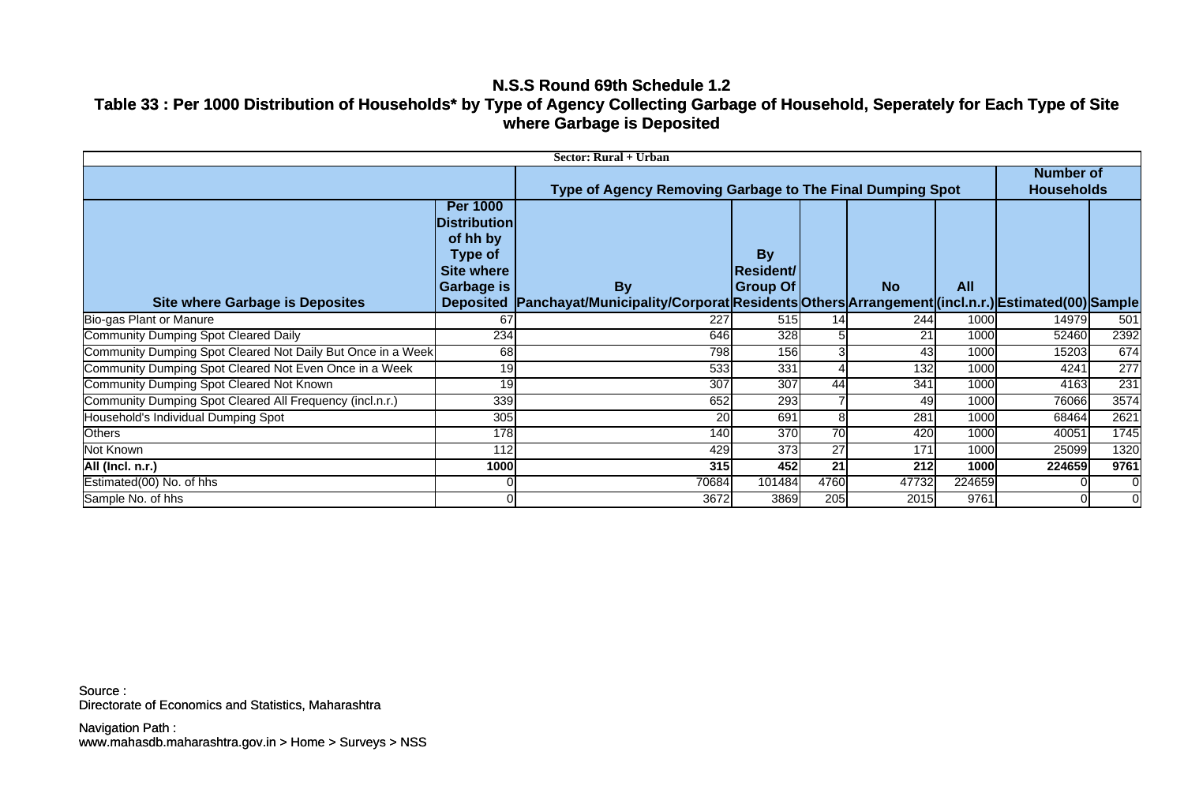# N.S.S Round 69th Schedule 1.2

## Table 33 : Per 1000 Distribution of Households* by Type of Agency Collecting Garbage of Household, Seperately for Each Type of Site where Garbage is Deposited

| Sector: Rural + Urban | | | | | | | | |
|---|---|---|---|---|---|---|---|---|
| | | Type of Agency Removing Garbage to The Final Dumping Spot | | | | | Number of Households | |
| Site where Garbage is Deposites | Per 1000 Distribution of hh by Type of Site where Garbage is Deposited | By Panchayat/Municipality/Corporat | By Resident/ Group Of Residents | Others | No Arrangement | All (incl.n.r.) | Estimated(00) | Sample |
| Bio-gas Plant or Manure | 67 | 227 | 515 | 14 | 244 | 1000 | 14979 | 501 |
| Community Dumping Spot Cleared Daily | 234 | 646 | 328 | 5 | 21 | 1000 | 52460 | 2392 |
| Community Dumping Spot Cleared Not Daily But Once in a Week | 68 | 798 | 156 | 3 | 43 | 1000 | 15203 | 674 |
| Community Dumping Spot Cleared Not Even Once in a Week | 19 | 533 | 331 | 4 | 132 | 1000 | 4241 | 277 |
| Community Dumping Spot Cleared Not Known | 19 | 307 | 307 | 44 | 341 | 1000 | 4163 | 231 |
| Community Dumping Spot Cleared All Frequency (incl.n.r.) | 339 | 652 | 293 | 7 | 49 | 1000 | 76066 | 3574 |
| Household's Individual Dumping Spot | 305 | 20 | 691 | 8 | 281 | 1000 | 68464 | 2621 |
| Others | 178 | 140 | 370 | 70 | 420 | 1000 | 40051 | 1745 |
| Not Known | 112 | 429 | 373 | 27 | 171 | 1000 | 25099 | 1320 |
| **All (Incl. n.r.)** | **1000** | **315** | **452** | **21** | **212** | **1000** | **224659** | **9761** |
| Estimated(00) No. of hhs | 0 | 70684 | 101484 | 4760 | 47732 | 224659 | 0 | 0 |
| Sample No. of hhs | 0 | 3672 | 3869 | 205 | 2015 | 9761 | 0 | 0 |

Source :
Directorate of Economics and Statistics, Maharashtra

Navigation Path :
www.mahasdb.maharashtra.gov.in > Home > Surveys > NSS